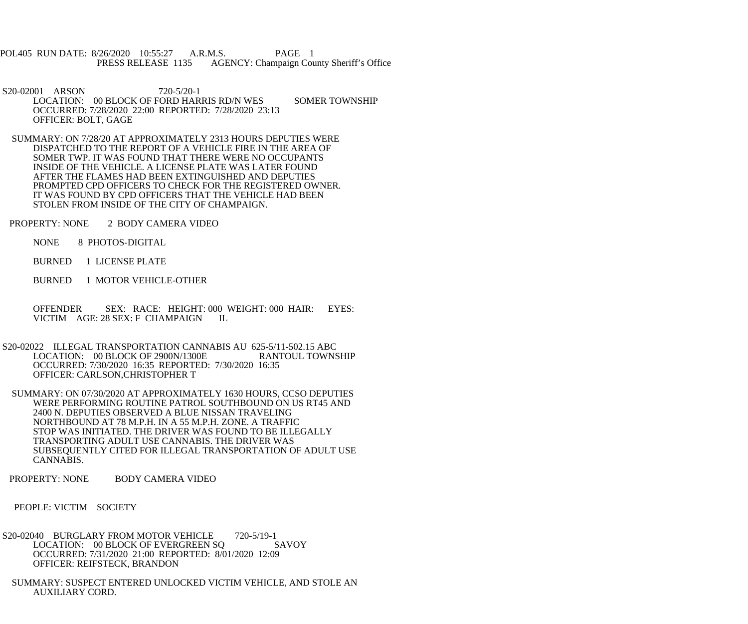POL405 RUN DATE: 8/26/2020 10:55:27 A.R.M.S. PAGE 1
PRESS RELEASE 1135 AGENCY: Champaign County Sheriff's Office

S20-02001 ARSON 720-5/20-1
LOCATION: 00 BLOCK OF FORD HARRIS RD/N WES SOMER TOWNSHIP
OCCURRED: 7/28/2020 22:00 REPORTED: 7/28/2020 23:13
OFFICER: BOLT, GAGE

SUMMARY: ON 7/28/20 AT APPROXIMATELY 2313 HOURS DEPUTIES WERE DISPATCHED TO THE REPORT OF A VEHICLE FIRE IN THE AREA OF SOMER TWP. IT WAS FOUND THAT THERE WERE NO OCCUPANTS INSIDE OF THE VEHICLE. A LICENSE PLATE WAS LATER FOUND AFTER THE FLAMES HAD BEEN EXTINGUISHED AND DEPUTIES PROMPTED CPD OFFICERS TO CHECK FOR THE REGISTERED OWNER. IT WAS FOUND BY CPD OFFICERS THAT THE VEHICLE HAD BEEN STOLEN FROM INSIDE OF THE CITY OF CHAMPAIGN.

PROPERTY: NONE 2 BODY CAMERA VIDEO

NONE 8 PHOTOS-DIGITAL

BURNED 1 LICENSE PLATE

BURNED 1 MOTOR VEHICLE-OTHER

OFFENDER SEX: RACE: HEIGHT: 000 WEIGHT: 000 HAIR: EYES:
VICTIM AGE: 28 SEX: F CHAMPAIGN IL

S20-02022 ILLEGAL TRANSPORTATION CANNABIS AU 625-5/11-502.15 ABC
LOCATION: 00 BLOCK OF 2900N/1300E RANTOUL TOWNSHIP
OCCURRED: 7/30/2020 16:35 REPORTED: 7/30/2020 16:35
OFFICER: CARLSON,CHRISTOPHER T

SUMMARY: ON 07/30/2020 AT APPROXIMATELY 1630 HOURS, CCSO DEPUTIES WERE PERFORMING ROUTINE PATROL SOUTHBOUND ON US RT45 AND 2400 N. DEPUTIES OBSERVED A BLUE NISSAN TRAVELING NORTHBOUND AT 78 M.P.H. IN A 55 M.P.H. ZONE. A TRAFFIC STOP WAS INITIATED. THE DRIVER WAS FOUND TO BE ILLEGALLY TRANSPORTING ADULT USE CANNABIS. THE DRIVER WAS SUBSEQUENTLY CITED FOR ILLEGAL TRANSPORTATION OF ADULT USE CANNABIS.

PROPERTY: NONE BODY CAMERA VIDEO

PEOPLE: VICTIM SOCIETY

S20-02040 BURGLARY FROM MOTOR VEHICLE 720-5/19-1
LOCATION: 00 BLOCK OF EVERGREEN SQ SAVOY
OCCURRED: 7/31/2020 21:00 REPORTED: 8/01/2020 12:09
OFFICER: REIFSTECK, BRANDON

SUMMARY: SUSPECT ENTERED UNLOCKED VICTIM VEHICLE, AND STOLE AN AUXILIARY CORD.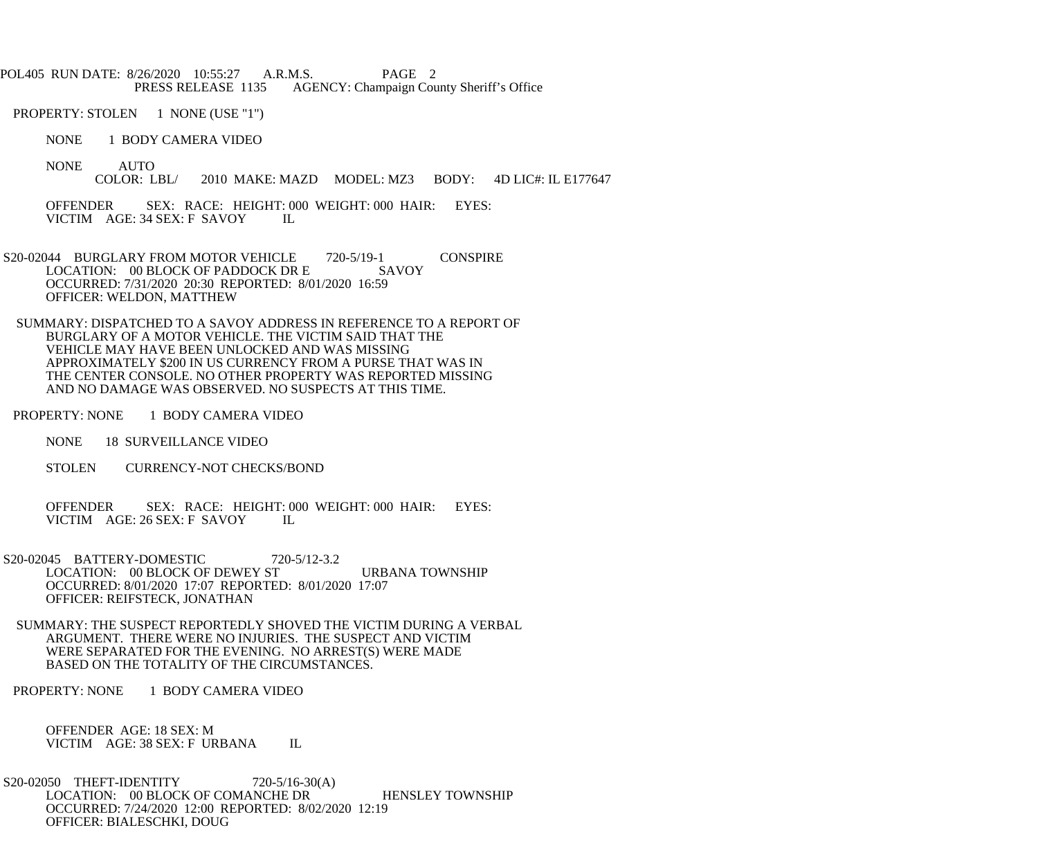POL405 RUN DATE: 8/26/2020 10:55:27 A.R.M.S. PAGE 2
PRESS RELEASE 1135 AGENCY: Champaign County Sheriff's Office

PROPERTY: STOLEN 1 NONE (USE "1")

NONE 1 BODY CAMERA VIDEO

NONE AUTO
COLOR: LBL/ 2010 MAKE: MAZD MODEL: MZ3 BODY: 4D LIC#: IL E177647

OFFENDER SEX: RACE: HEIGHT: 000 WEIGHT: 000 HAIR: EYES:
VICTIM AGE: 34 SEX: F SAVOY IL

S20-02044 BURGLARY FROM MOTOR VEHICLE 720-5/19-1 CONSPIRE
LOCATION: 00 BLOCK OF PADDOCK DR E SAVOY
OCCURRED: 7/31/2020 20:30 REPORTED: 8/01/2020 16:59
OFFICER: WELDON, MATTHEW

SUMMARY: DISPATCHED TO A SAVOY ADDRESS IN REFERENCE TO A REPORT OF BURGLARY OF A MOTOR VEHICLE. THE VICTIM SAID THAT THE VEHICLE MAY HAVE BEEN UNLOCKED AND WAS MISSING APPROXIMATELY $200 IN US CURRENCY FROM A PURSE THAT WAS IN THE CENTER CONSOLE. NO OTHER PROPERTY WAS REPORTED MISSING AND NO DAMAGE WAS OBSERVED. NO SUSPECTS AT THIS TIME.

PROPERTY: NONE 1 BODY CAMERA VIDEO

NONE 18 SURVEILLANCE VIDEO

STOLEN CURRENCY-NOT CHECKS/BOND

OFFENDER SEX: RACE: HEIGHT: 000 WEIGHT: 000 HAIR: EYES:
VICTIM AGE: 26 SEX: F SAVOY IL

S20-02045 BATTERY-DOMESTIC 720-5/12-3.2
LOCATION: 00 BLOCK OF DEWEY ST URBANA TOWNSHIP
OCCURRED: 8/01/2020 17:07 REPORTED: 8/01/2020 17:07
OFFICER: REIFSTECK, JONATHAN

SUMMARY: THE SUSPECT REPORTEDLY SHOVED THE VICTIM DURING A VERBAL ARGUMENT. THERE WERE NO INJURIES. THE SUSPECT AND VICTIM WERE SEPARATED FOR THE EVENING. NO ARREST(S) WERE MADE BASED ON THE TOTALITY OF THE CIRCUMSTANCES.

PROPERTY: NONE 1 BODY CAMERA VIDEO

OFFENDER AGE: 18 SEX: M
VICTIM AGE: 38 SEX: F URBANA IL

S20-02050 THEFT-IDENTITY 720-5/16-30(A)
LOCATION: 00 BLOCK OF COMANCHE DR HENSLEY TOWNSHIP
OCCURRED: 7/24/2020 12:00 REPORTED: 8/02/2020 12:19
OFFICER: BIALESCHKI, DOUG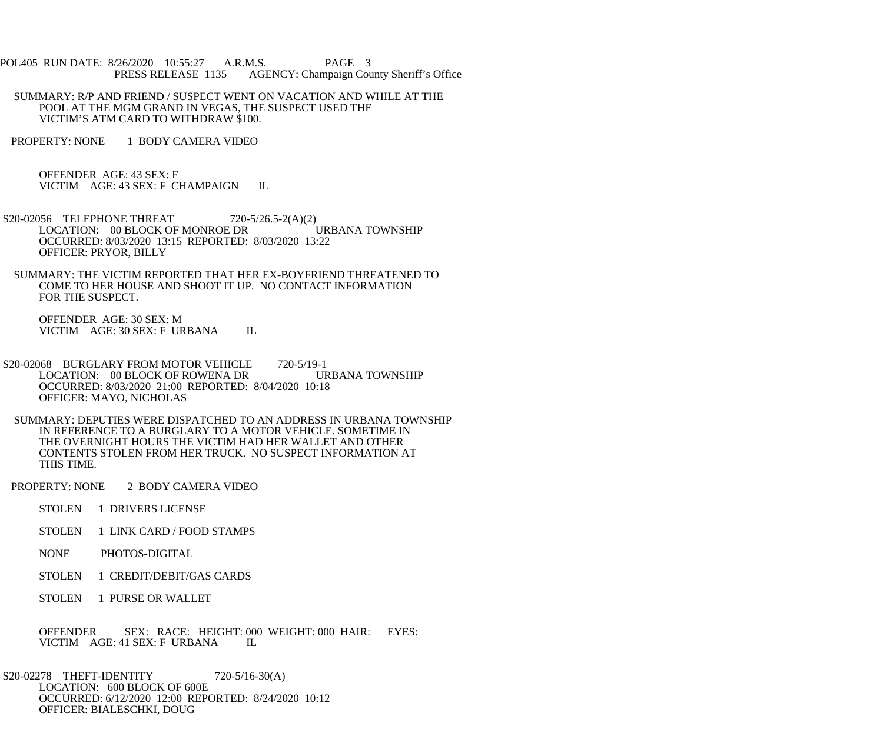SUMMARY: R/P AND FRIEND / SUSPECT WENT ON VACATION AND WHILE AT THE POOL AT THE MGM GRAND IN VEGAS, THE SUSPECT USED THE VICTIM'S ATM CARD TO WITHDRAW $100.

PROPERTY: NONE 1 BODY CAMERA VIDEO

OFFENDER AGE: 43 SEX: F
VICTIM AGE: 43 SEX: F CHAMPAIGN IL

S20-02056 TELEPHONE THREAT 720-5/26.5-2(A)(2)
LOCATION: 00 BLOCK OF MONROE DR URBANA TOWNSHIP
OCCURRED: 8/03/2020 13:15 REPORTED: 8/03/2020 13:22
OFFICER: PRYOR, BILLY

SUMMARY: THE VICTIM REPORTED THAT HER EX-BOYFRIEND THREATENED TO COME TO HER HOUSE AND SHOOT IT UP. NO CONTACT INFORMATION FOR THE SUSPECT.

OFFENDER AGE: 30 SEX: M
VICTIM AGE: 30 SEX: F URBANA IL

S20-02068 BURGLARY FROM MOTOR VEHICLE 720-5/19-1
LOCATION: 00 BLOCK OF ROWENA DR URBANA TOWNSHIP
OCCURRED: 8/03/2020 21:00 REPORTED: 8/04/2020 10:18
OFFICER: MAYO, NICHOLAS

SUMMARY: DEPUTIES WERE DISPATCHED TO AN ADDRESS IN URBANA TOWNSHIP IN REFERENCE TO A BURGLARY TO A MOTOR VEHICLE. SOMETIME IN THE OVERNIGHT HOURS THE VICTIM HAD HER WALLET AND OTHER CONTENTS STOLEN FROM HER TRUCK. NO SUSPECT INFORMATION AT THIS TIME.

PROPERTY: NONE 2 BODY CAMERA VIDEO

STOLEN 1 DRIVERS LICENSE

STOLEN 1 LINK CARD / FOOD STAMPS

NONE PHOTOS-DIGITAL

STOLEN 1 CREDIT/DEBIT/GAS CARDS

STOLEN 1 PURSE OR WALLET

OFFENDER SEX: RACE: HEIGHT: 000 WEIGHT: 000 HAIR: EYES:
VICTIM AGE: 41 SEX: F URBANA IL

S20-02278 THEFT-IDENTITY 720-5/16-30(A)
LOCATION: 600 BLOCK OF 600E
OCCURRED: 6/12/2020 12:00 REPORTED: 8/24/2020 10:12
OFFICER: BIALESCHKI, DOUG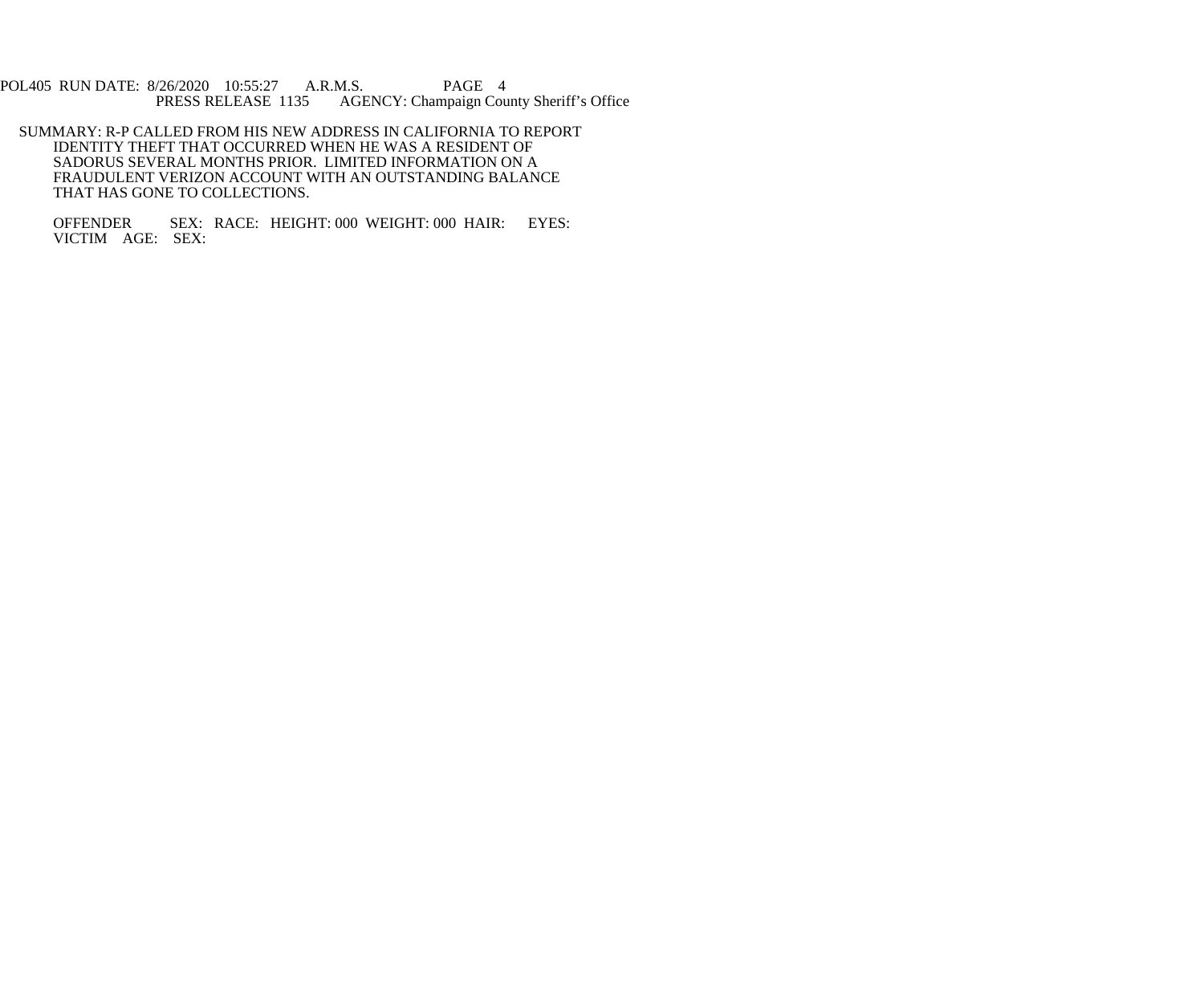POL405 RUN DATE: 8/26/2020 10:55:27 A.R.M.S. PAGE 4
PRESS RELEASE 1135 AGENCY: Champaign County Sheriff's Office

SUMMARY: R-P CALLED FROM HIS NEW ADDRESS IN CALIFORNIA TO REPORT IDENTITY THEFT THAT OCCURRED WHEN HE WAS A RESIDENT OF SADORUS SEVERAL MONTHS PRIOR. LIMITED INFORMATION ON A FRAUDULENT VERIZON ACCOUNT WITH AN OUTSTANDING BALANCE THAT HAS GONE TO COLLECTIONS.

OFFENDER SEX: RACE: HEIGHT: 000 WEIGHT: 000 HAIR: EYES:
VICTIM AGE: SEX: